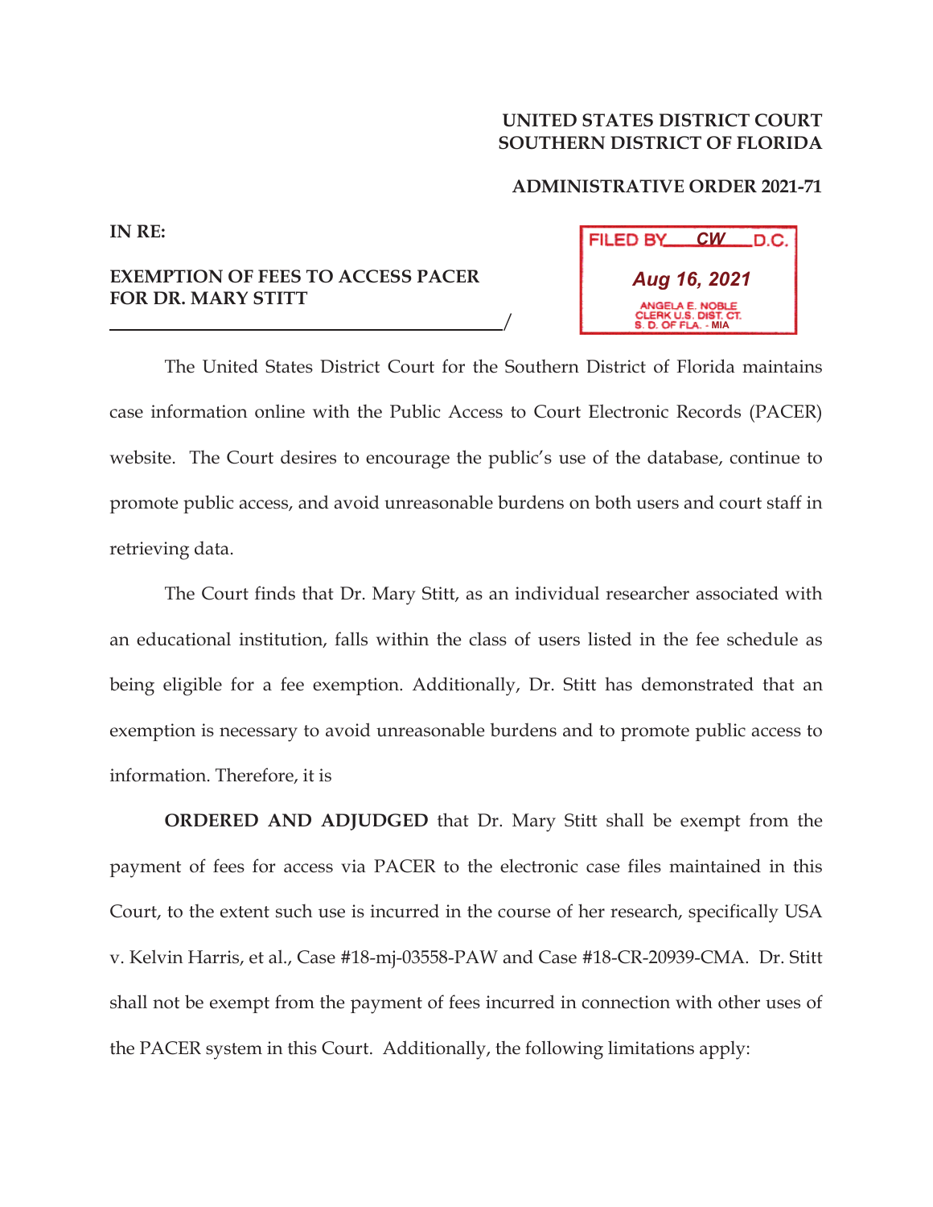**UNITED STATES DISTRICT COURT**
**SOUTHERN DISTRICT OF FLORIDA**

**ADMINISTRATIVE ORDER 2021-71**

**IN RE:**

**EXEMPTION OF FEES TO ACCESS PACER FOR DR. MARY STITT**
_____________________________________/

FILED BY CW D.C.
Aug 16, 2021
ANGELA E. NOBLE
CLERK U.S. DIST. CT.
S. D. OF FLA. - MIA

The United States District Court for the Southern District of Florida maintains case information online with the Public Access to Court Electronic Records (PACER) website. The Court desires to encourage the public's use of the database, continue to promote public access, and avoid unreasonable burdens on both users and court staff in retrieving data.

The Court finds that Dr. Mary Stitt, as an individual researcher associated with an educational institution, falls within the class of users listed in the fee schedule as being eligible for a fee exemption. Additionally, Dr. Stitt has demonstrated that an exemption is necessary to avoid unreasonable burdens and to promote public access to information. Therefore, it is

**ORDERED AND ADJUDGED** that Dr. Mary Stitt shall be exempt from the payment of fees for access via PACER to the electronic case files maintained in this Court, to the extent such use is incurred in the course of her research, specifically USA v. Kelvin Harris, et al., Case #18-mj-03558-PAW and Case #18-CR-20939-CMA. Dr. Stitt shall not be exempt from the payment of fees incurred in connection with other uses of the PACER system in this Court. Additionally, the following limitations apply: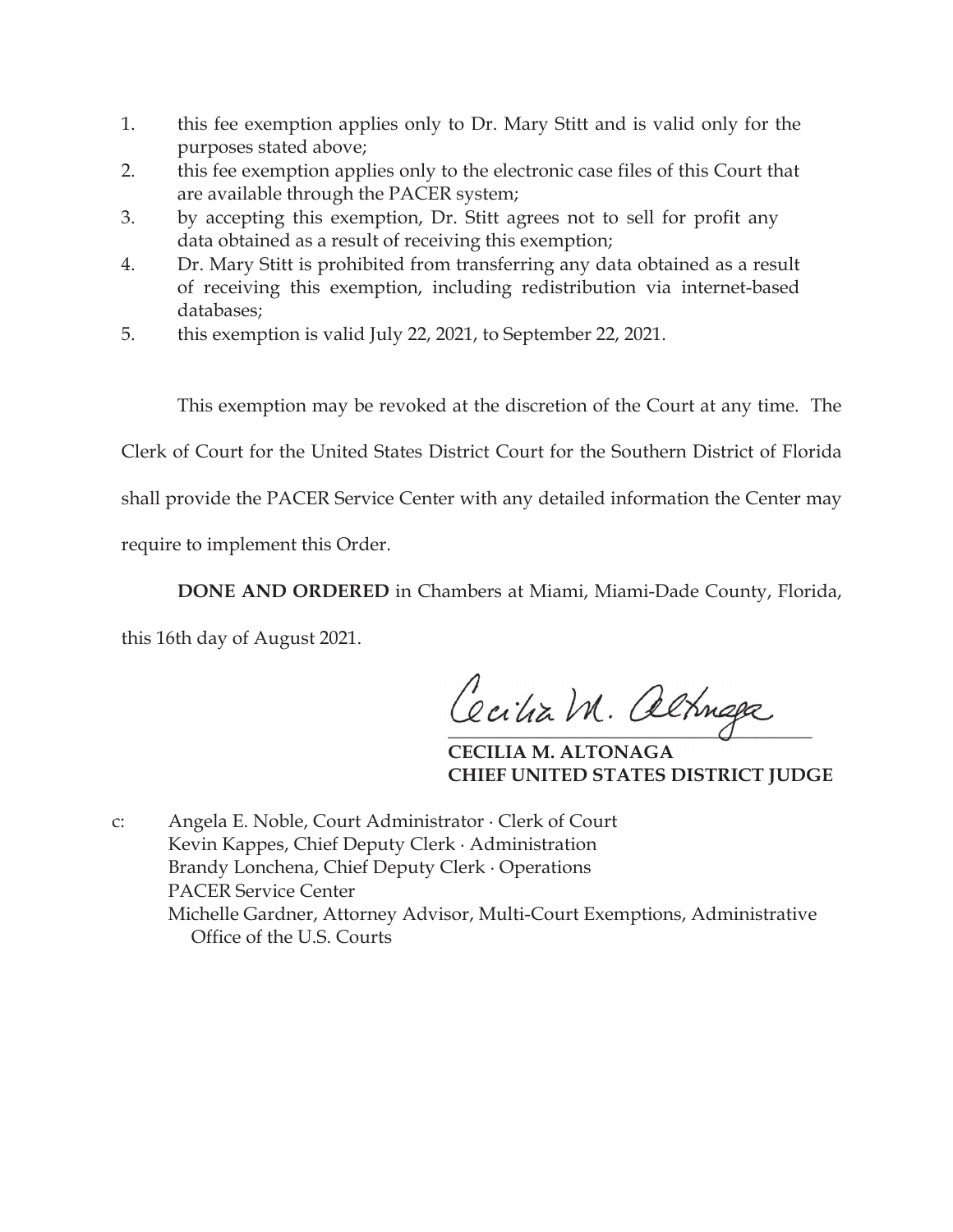1. this fee exemption applies only to Dr. Mary Stitt and is valid only for the purposes stated above;
2. this fee exemption applies only to the electronic case files of this Court that are available through the PACER system;
3. by accepting this exemption, Dr. Stitt agrees not to sell for profit any data obtained as a result of receiving this exemption;
4. Dr. Mary Stitt is prohibited from transferring any data obtained as a result of receiving this exemption, including redistribution via internet-based databases;
5. this exemption is valid July 22, 2021, to September 22, 2021.

This exemption may be revoked at the discretion of the Court at any time. The Clerk of Court for the United States District Court for the Southern District of Florida shall provide the PACER Service Center with any detailed information the Center may require to implement this Order.

**DONE AND ORDERED** in Chambers at Miami, Miami-Dade County, Florida, this 16th day of August 2021.

Cecilia M. Altonaga

**CECILIA M. ALTONAGA**
**CHIEF UNITED STATES DISTRICT JUDGE**

c: Angela E. Noble, Court Administrator · Clerk of Court
Kevin Kappes, Chief Deputy Clerk · Administration
Brandy Lonchena, Chief Deputy Clerk · Operations
PACER Service Center
Michelle Gardner, Attorney Advisor, Multi-Court Exemptions, Administrative Office of the U.S. Courts